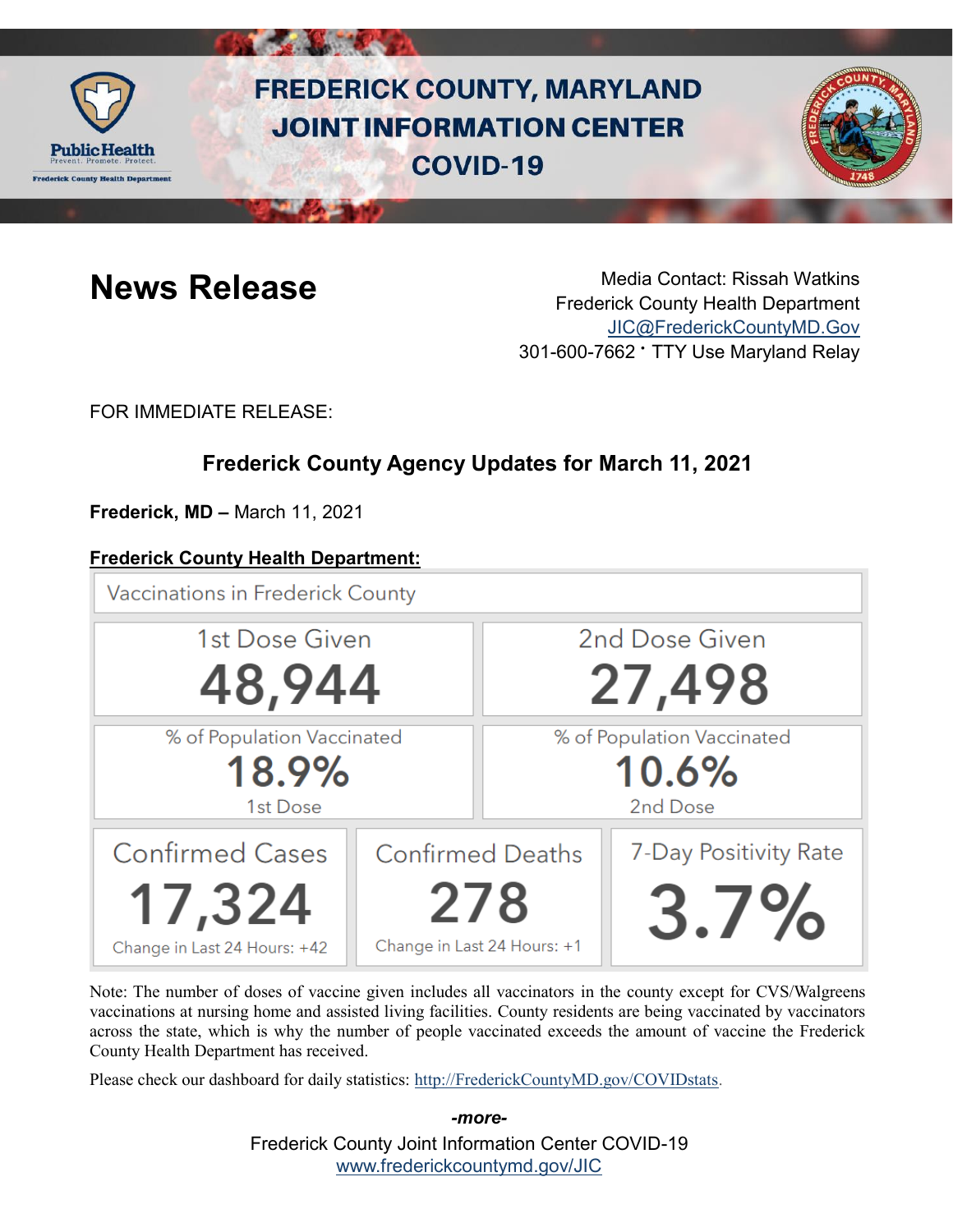# FREDERICK COUNTY, MARYLAND JOINT INFORMATION CENTER COVID-19

## News Release

Media Contact: Rissah Watkins
Frederick County Health Department
JIC@FrederickCountyMD.Gov
301-600-7662 · TTY Use Maryland Relay

FOR IMMEDIATE RELEASE:

### Frederick County Agency Updates for March 11, 2021

**Frederick, MD –** March 11, 2021

**Frederick County Health Department:**

**Vaccinations in Frederick County**

| 1st Dose Given | 2nd Dose Given |
|---|---|
| 48,944 | 27,498 |
| % of Population Vaccinated: 18.9% (1st Dose) | % of Population Vaccinated: 10.6% (2nd Dose) |

| Confirmed Cases | Confirmed Deaths | 7-Day Positivity Rate |
|---|---|---|
| 17,324 | 278 | 3.7% |
| Change in Last 24 Hours: +42 | Change in Last 24 Hours: +1 | |

Note: The number of doses of vaccine given includes all vaccinators in the county except for CVS/Walgreens vaccinations at nursing home and assisted living facilities. County residents are being vaccinated by vaccinators across the state, which is why the number of people vaccinated exceeds the amount of vaccine the Frederick County Health Department has received.

Please check our dashboard for daily statistics: http://FrederickCountyMD.gov/COVIDstats.

*-more-*

Frederick County Joint Information Center COVID-19
www.frederickcountymd.gov/JIC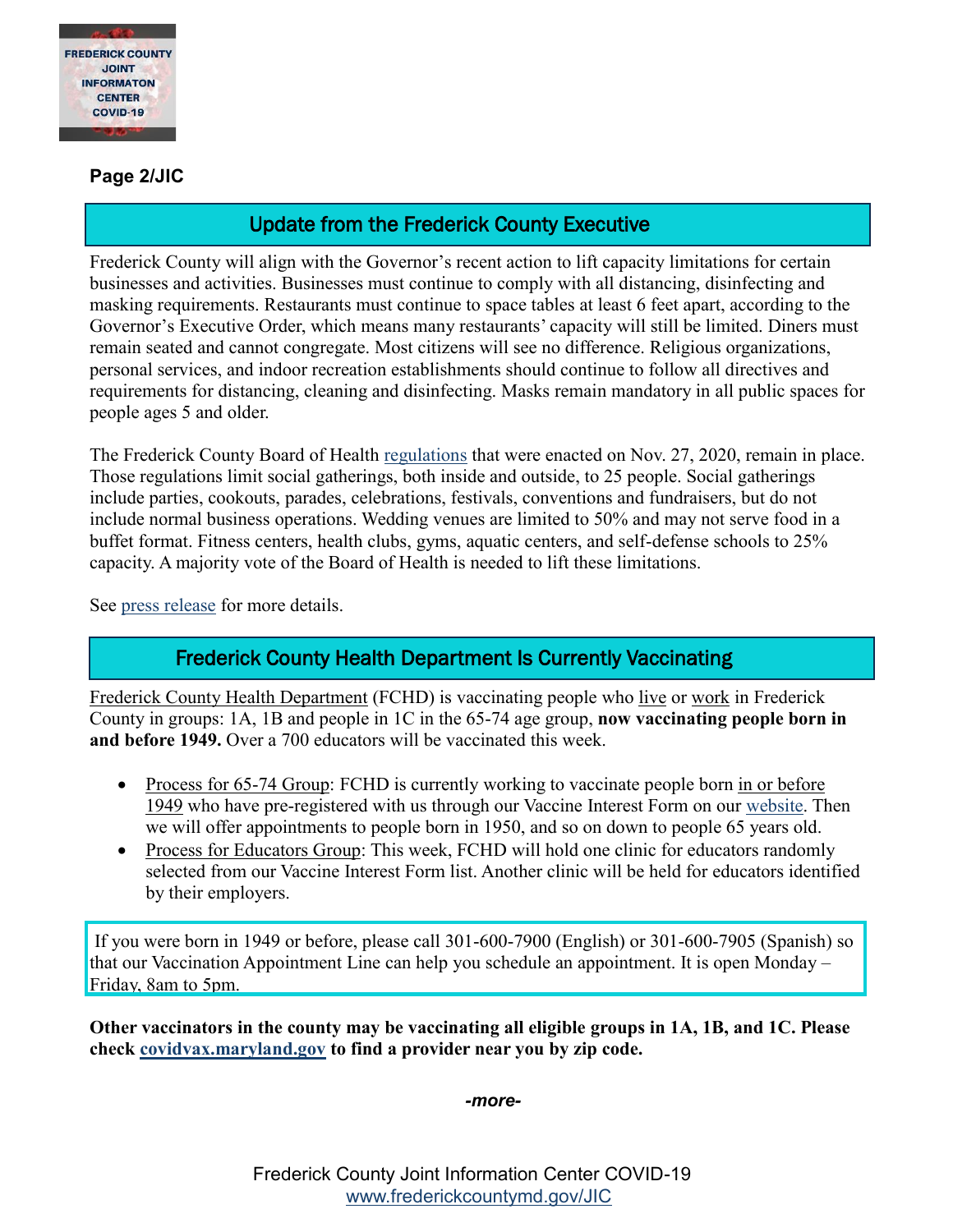## Update from the Frederick County Executive

Frederick County will align with the Governor's recent action to lift capacity limitations for certain businesses and activities. Businesses must continue to comply with all distancing, disinfecting and masking requirements. Restaurants must continue to space tables at least 6 feet apart, according to the Governor's Executive Order, which means many restaurants' capacity will still be limited. Diners must remain seated and cannot congregate. Most citizens will see no difference. Religious organizations, personal services, and indoor recreation establishments should continue to follow all directives and requirements for distancing, cleaning and disinfecting. Masks remain mandatory in all public spaces for people ages 5 and older.

The Frederick County Board of Health regulations that were enacted on Nov. 27, 2020, remain in place. Those regulations limit social gatherings, both inside and outside, to 25 people. Social gatherings include parties, cookouts, parades, celebrations, festivals, conventions and fundraisers, but do not include normal business operations. Wedding venues are limited to 50% and may not serve food in a buffet format. Fitness centers, health clubs, gyms, aquatic centers, and self-defense schools to 25% capacity. A majority vote of the Board of Health is needed to lift these limitations.

See press release for more details.

## Frederick County Health Department Is Currently Vaccinating

Frederick County Health Department (FCHD) is vaccinating people who live or work in Frederick County in groups: 1A, 1B and people in 1C in the 65-74 age group, **now vaccinating people born in and before 1949.** Over a 700 educators will be vaccinated this week.

- Process for 65-74 Group: FCHD is currently working to vaccinate people born in or before 1949 who have pre-registered with us through our Vaccine Interest Form on our website. Then we will offer appointments to people born in 1950, and so on down to people 65 years old.
- Process for Educators Group: This week, FCHD will hold one clinic for educators randomly selected from our Vaccine Interest Form list. Another clinic will be held for educators identified by their employers.

If you were born in 1949 or before, please call 301-600-7900 (English) or 301-600-7905 (Spanish) so that our Vaccination Appointment Line can help you schedule an appointment. It is open Monday – Friday, 8am to 5pm.

**Other vaccinators in the county may be vaccinating all eligible groups in 1A, 1B, and 1C. Please check covidvax.maryland.gov to find a provider near you by zip code.**

*-more-*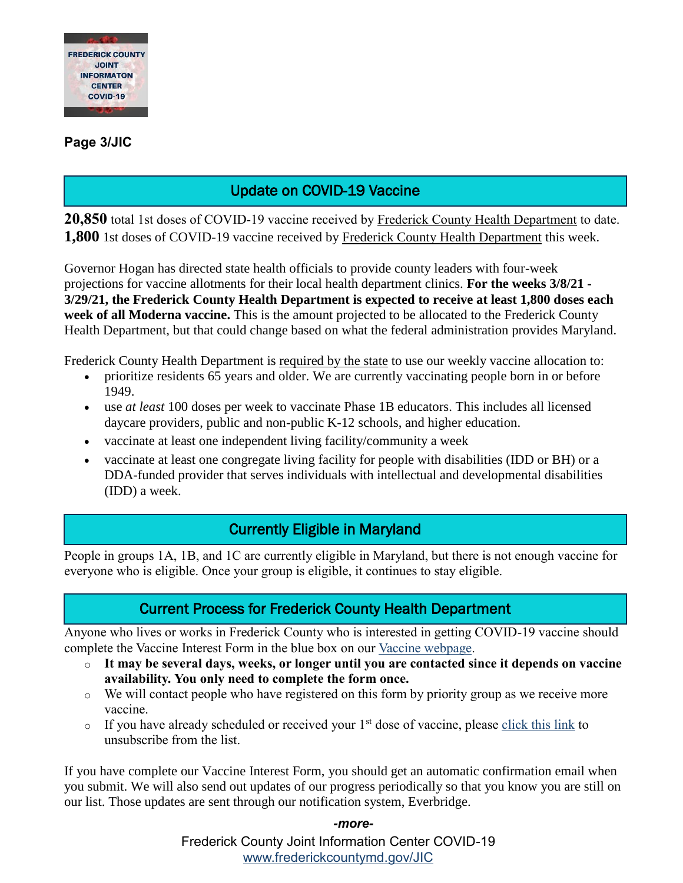Page 3/JIC

## Update on COVID-19 Vaccine

**20,850** total 1st doses of COVID-19 vaccine received by Frederick County Health Department to date.
**1,800** 1st doses of COVID-19 vaccine received by Frederick County Health Department this week.

Governor Hogan has directed state health officials to provide county leaders with four-week projections for vaccine allotments for their local health department clinics. **For the weeks 3/8/21 - 3/29/21, the Frederick County Health Department is expected to receive at least 1,800 doses each week of all Moderna vaccine.** This is the amount projected to be allocated to the Frederick County Health Department, but that could change based on what the federal administration provides Maryland.

Frederick County Health Department is required by the state to use our weekly vaccine allocation to:

- prioritize residents 65 years and older. We are currently vaccinating people born in or before 1949.
- use *at least* 100 doses per week to vaccinate Phase 1B educators. This includes all licensed daycare providers, public and non-public K-12 schools, and higher education.
- vaccinate at least one independent living facility/community a week
- vaccinate at least one congregate living facility for people with disabilities (IDD or BH) or a DDA-funded provider that serves individuals with intellectual and developmental disabilities (IDD) a week.

## Currently Eligible in Maryland

People in groups 1A, 1B, and 1C are currently eligible in Maryland, but there is not enough vaccine for everyone who is eligible. Once your group is eligible, it continues to stay eligible.

## Current Process for Frederick County Health Department

Anyone who lives or works in Frederick County who is interested in getting COVID-19 vaccine should complete the Vaccine Interest Form in the blue box on our Vaccine webpage.

- **It may be several days, weeks, or longer until you are contacted since it depends on vaccine availability. You only need to complete the form once.**
- We will contact people who have registered on this form by priority group as we receive more vaccine.
- If you have already scheduled or received your 1st dose of vaccine, please click this link to unsubscribe from the list.

If you have complete our Vaccine Interest Form, you should get an automatic confirmation email when you submit. We will also send out updates of our progress periodically so that you know you are still on our list. Those updates are sent through our notification system, Everbridge.

*-more-*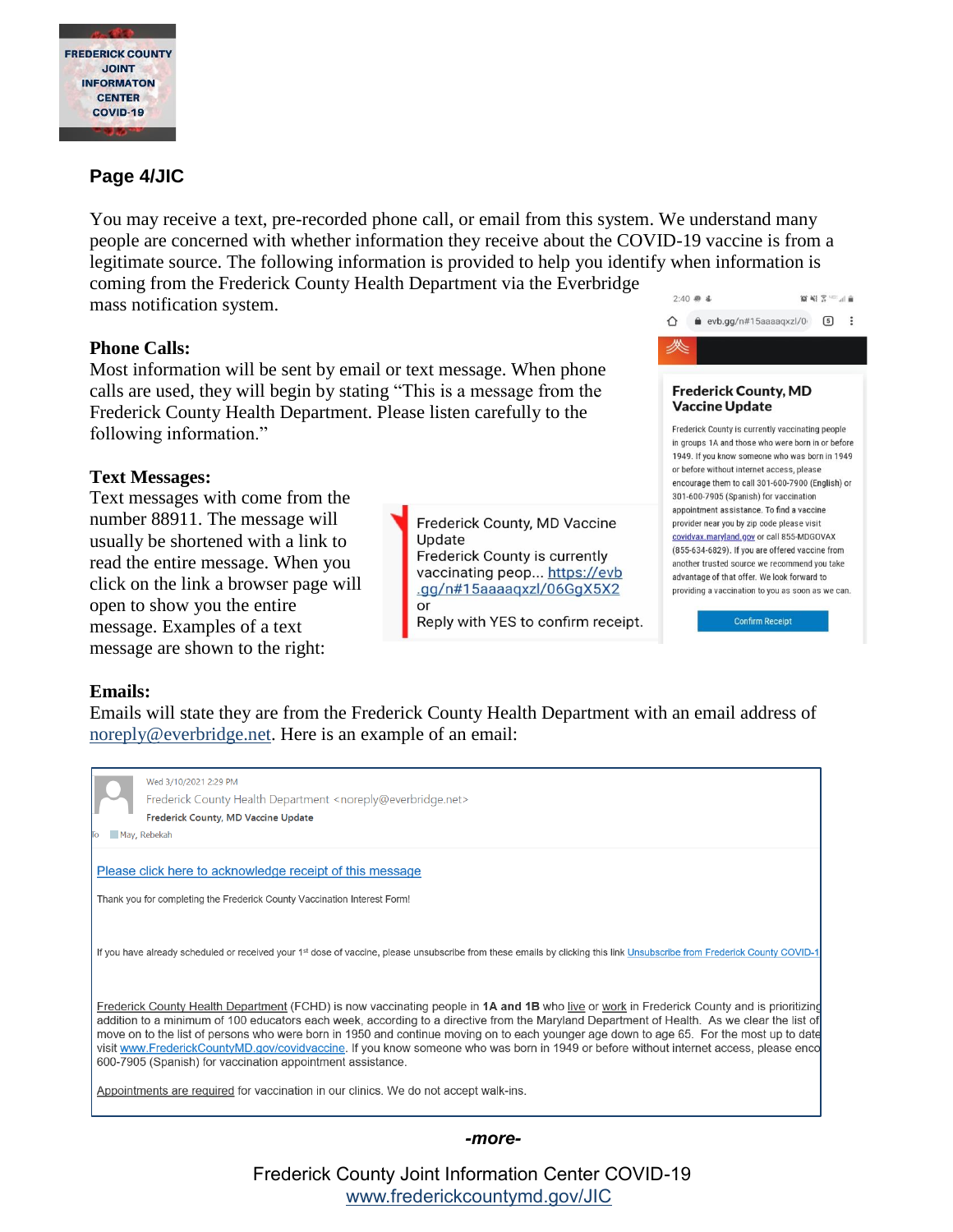## Page 4/JIC

You may receive a text, pre-recorded phone call, or email from this system. We understand many people are concerned with whether information they receive about the COVID-19 vaccine is from a legitimate source. The following information is provided to help you identify when information is coming from the Frederick County Health Department via the Everbridge mass notification system.

**Phone Calls:**
Most information will be sent by email or text message. When phone calls are used, they will begin by stating "This is a message from the Frederick County Health Department. Please listen carefully to the following information."

**Text Messages:**
Text messages with come from the number 88911. The message will usually be shortened with a link to read the entire message. When you click on the link a browser page will open to show you the entire message. Examples of a text message are shown to the right:

> Frederick County, MD Vaccine Update
> Frederick County is currently vaccinating peop... https://evb.gg/n#15aaaaqxzl/06GgX5X2
> or
> Reply with YES to confirm receipt.

> evb.gg/n#15aaaaqxzl/0
>
> **Frederick County, MD Vaccine Update**
>
> Frederick County is currently vaccinating people in groups 1A and those who were born in or before 1949. If you know someone who was born in 1949 or before without internet access, please encourage them to call 301-600-7900 (English) or 301-600-7905 (Spanish) for vaccination appointment assistance. To find a vaccine provider near you by zip code please visit covidvax.maryland.gov or call 855-MDGOVAX (855-634-6829). If you are offered vaccine from another trusted source we recommend you take advantage of that offer. We look forward to providing a vaccination to you as soon as we can.
>
> Confirm Receipt

**Emails:**
Emails will state they are from the Frederick County Health Department with an email address of noreply@everbridge.net. Here is an example of an email:

> Wed 3/10/2021 2:29 PM
> Frederick County Health Department <noreply@everbridge.net>
> **Frederick County, MD Vaccine Update**
> To May, Rebekah
>
> Please click here to acknowledge receipt of this message
>
> Thank you for completing the Frederick County Vaccination Interest Form!
>
> If you have already scheduled or received your 1st dose of vaccine, please unsubscribe from these emails by clicking this link Unsubscribe from Frederick County COVID-1
>
> Frederick County Health Department (FCHD) is now vaccinating people in **1A and 1B** who live or work in Frederick County and is prioritizing addition to a minimum of 100 educators each week, according to a directive from the Maryland Department of Health. As we clear the list of move on to the list of persons who were born in 1950 and continue moving on to each younger age down to age 65. For the most up to date visit www.FrederickCountyMD.gov/covidvaccine. If you know someone who was born in 1949 or before without internet access, please enco 600-7905 (Spanish) for vaccination appointment assistance.
>
> Appointments are required for vaccination in our clinics. We do not accept walk-ins.

*-more-*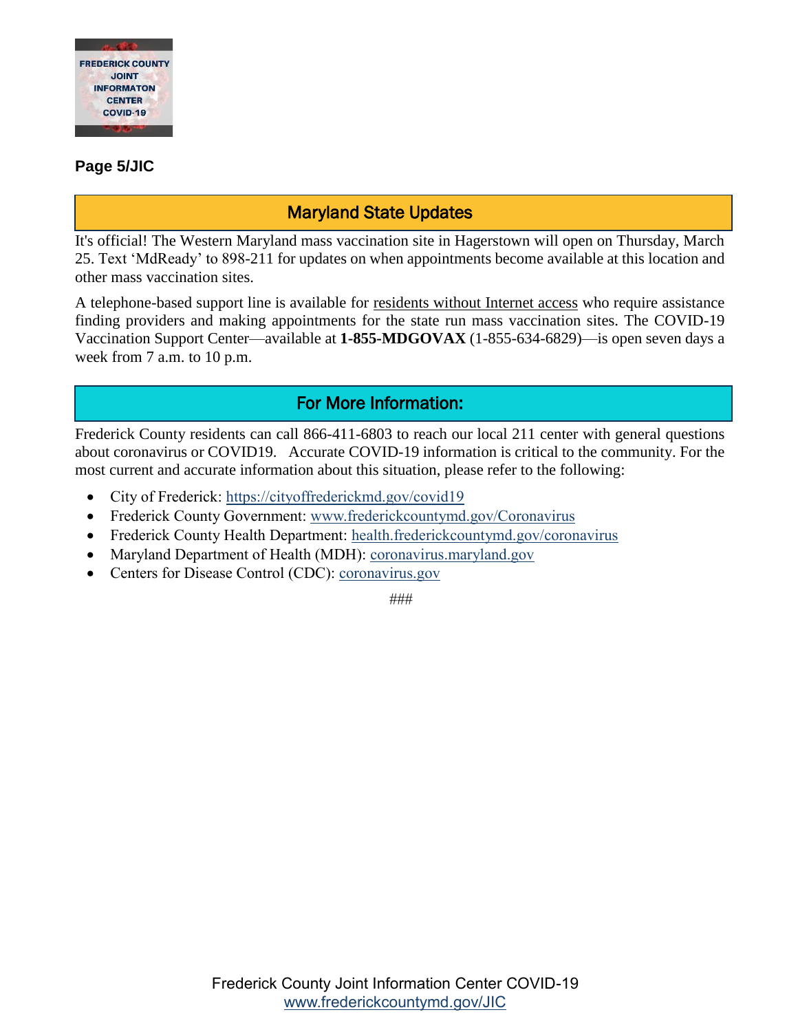**Page 5/JIC**

## Maryland State Updates

It's official! The Western Maryland mass vaccination site in Hagerstown will open on Thursday, March 25. Text 'MdReady' to 898-211 for updates on when appointments become available at this location and other mass vaccination sites.

A telephone-based support line is available for residents without Internet access who require assistance finding providers and making appointments for the state run mass vaccination sites. The COVID-19 Vaccination Support Center—available at **1-855-MDGOVAX** (1-855-634-6829)—is open seven days a week from 7 a.m. to 10 p.m.

## For More Information:

Frederick County residents can call 866-411-6803 to reach our local 211 center with general questions about coronavirus or COVID19. Accurate COVID-19 information is critical to the community. For the most current and accurate information about this situation, please refer to the following:

- City of Frederick: https://cityoffrederickmd.gov/covid19
- Frederick County Government: www.frederickcountymd.gov/Coronavirus
- Frederick County Health Department: health.frederickcountymd.gov/coronavirus
- Maryland Department of Health (MDH): coronavirus.maryland.gov
- Centers for Disease Control (CDC): coronavirus.gov

###